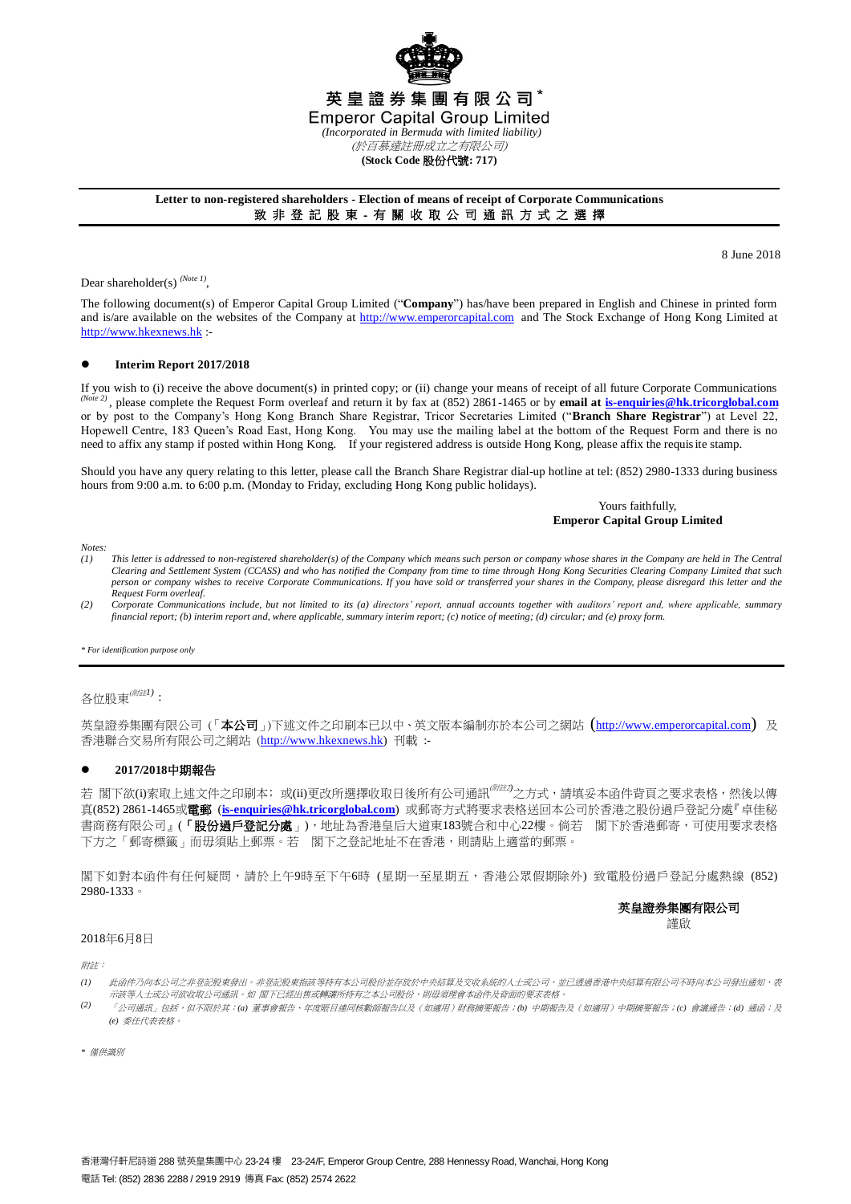# 英皇證券集團有限公司*

# Emperor Capital Group Limited

*(Incorporated in Bermuda with limited liability)*
*(於百慕達註冊成立之有限公司)*
**(Stock Code 股份代號: 717)**

**Letter to non-registered shareholders - Election of means of receipt of Corporate Communications**
**致 非 登 記 股 東 - 有 關 收 取 公 司 通 訊 方 式 之 選 擇**

8 June 2018

Dear shareholder(s) *(Note 1)*,

The following document(s) of Emperor Capital Group Limited ("**Company**") has/have been prepared in English and Chinese in printed form and is/are available on the websites of the Company at http://www.emperorcapital.com and The Stock Exchange of Hong Kong Limited at http://www.hkexnews.hk :-

- **Interim Report 2017/2018**

If you wish to (i) receive the above document(s) in printed copy; or (ii) change your means of receipt of all future Corporate Communications *(Note 2)*, please complete the Request Form overleaf and return it by fax at (852) 2861-1465 or by **email at is-enquiries@hk.tricorglobal.com** or by post to the Company's Hong Kong Branch Share Registrar, Tricor Secretaries Limited ("**Branch Share Registrar**") at Level 22, Hopewell Centre, 183 Queen's Road East, Hong Kong. You may use the mailing label at the bottom of the Request Form and there is no need to affix any stamp if posted within Hong Kong. If your registered address is outside Hong Kong, please affix the requisite stamp.

Should you have any query relating to this letter, please call the Branch Share Registrar dial-up hotline at tel: (852) 2980-1333 during business hours from 9:00 a.m. to 6:00 p.m. (Monday to Friday, excluding Hong Kong public holidays).

Yours faithfully,
**Emperor Capital Group Limited**

*Notes:*

*(1) This letter is addressed to non-registered shareholder(s) of the Company which means such person or company whose shares in the Company are held in The Central Clearing and Settlement System (CCASS) and who has notified the Company from time to time through Hong Kong Securities Clearing Company Limited that such person or company wishes to receive Corporate Communications. If you have sold or transferred your shares in the Company, please disregard this letter and the Request Form overleaf.*

*(2) Corporate Communications include, but not limited to its (a) directors' report, annual accounts together with auditors' report and, where applicable, summary financial report; (b) interim report and, where applicable, summary interim report; (c) notice of meeting; (d) circular; and (e) proxy form.*

*\* For identification purpose only*

---

各位股東*(附註1)*：

英皇證券集團有限公司（「**本公司**」)下述文件之印刷本已以中、英文版本編制亦於本公司之網站 (http://www.emperorcapital.com) 及香港聯合交易所有限公司之網站 (http://www.hkexnews.hk) 刊載 :-

- **2017/2018中期報告**

若 閣下欲(i)索取上述文件之印刷本；或(ii)更改所選擇收取日後所有公司通訊*(附註2)*之方式，請填妥本函件背頁之要求表格，然後以傳真(852) 2861-1465或**電郵** (**is-enquiries@hk.tricorglobal.com**) 或郵寄方式將要求表格送回本公司於香港之股份過戶登記分處『卓佳秘書商務有限公司』(「**股份過戶登記分處**」)，地址為香港皇后大道東183號合和中心22樓。倘若 閣下於香港郵寄，可使用要求表格下方之「郵寄標籤」而毋須貼上郵票。若 閣下之登記地址不在香港，則請貼上適當的郵票。

閣下如對本函件有任何疑問，請於上午9時至下午6時 (星期一至星期五，香港公眾假期除外) 致電股份過戶登記分處熱線 (852) 2980-1333。

**英皇證券集團有限公司**
謹啟

2018年6月8日

*附註：*

*(1) 此函件乃向本公司之非登記股東發出。非登記股東指該等持有本公司股份並存放於中央結算及交收系統的人士或公司，並已透過香港中央結算有限公司不時向本公司發出通知，表示該等人士或公司欲收取公司通訊。如 閣下已經出售或轉讓所持有之本公司股份，則毋須理會本函件及背面的要求表格。*

*(2) 「公司通訊」包括，但不限於其：(a) 董事會報告、年度賬目連同核數師報告以及（如適用）財務摘要報告；(b) 中期報告及（如適用）中期摘要報告；(c) 會議通告；(d) 通函；及 (e) 委任代表表格。*

*\* 僅供識別*

香港灣仔軒尼詩道 288 號英皇集團中心 23-24 樓 23-24/F, Emperor Group Centre, 288 Hennessy Road, Wanchai, Hong Kong
電話 Tel: (852) 2836 2288 / 2919 2919 傳真 Fax: (852) 2574 2622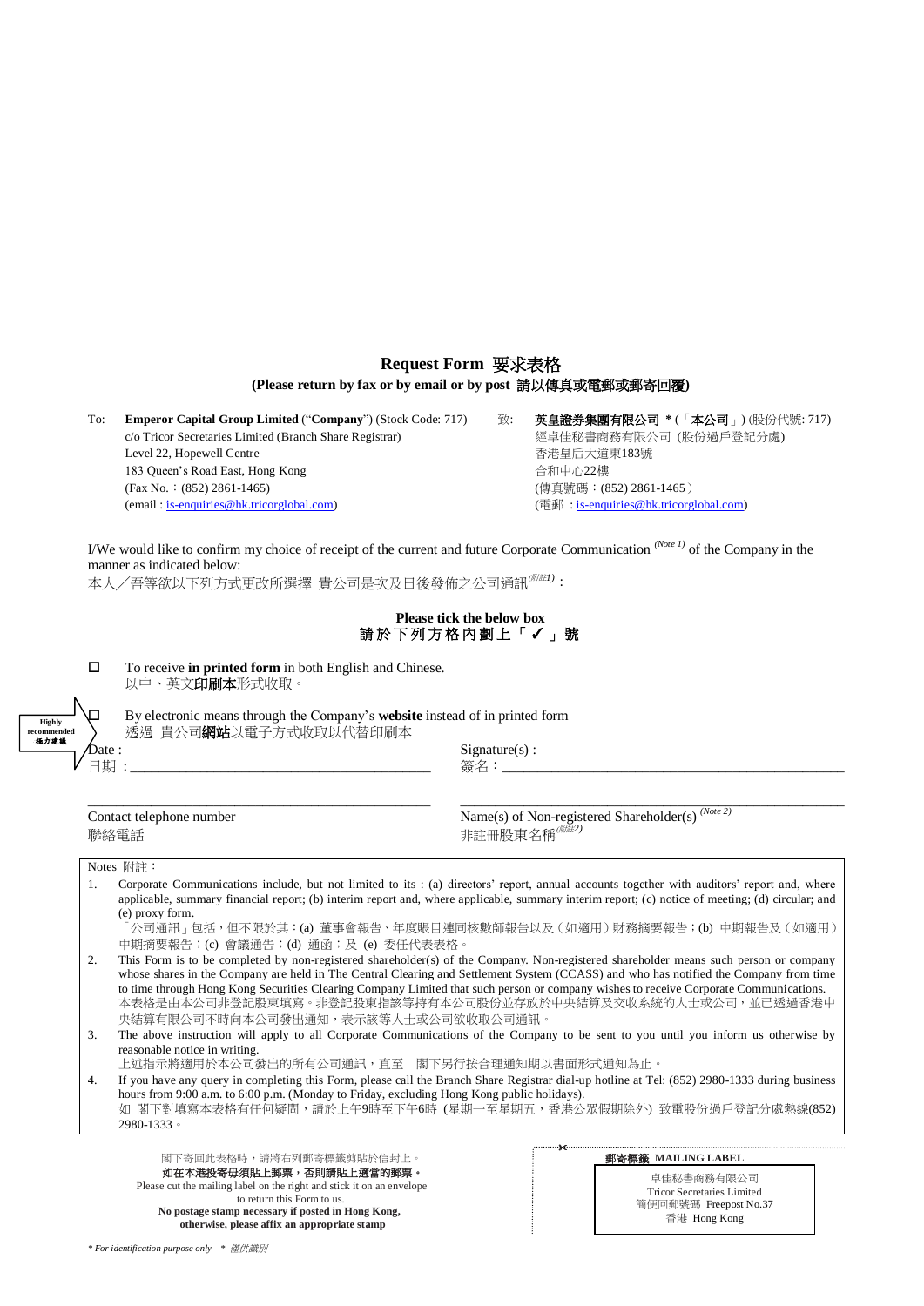# Request Form 要求表格

**(Please return by fax or by email or by post 請以傳真或電郵或郵寄回覆)**

To: **Emperor Capital Group Limited** ("**Company**") (Stock Code: 717)
c/o Tricor Secretaries Limited (Branch Share Registrar)
Level 22, Hopewell Centre
183 Queen's Road East, Hong Kong
(Fax No.：(852) 2861-1465)
(email : is-enquiries@hk.tricorglobal.com)

致: **英皇證券集團有限公司** *(「**本公司**」) (股份代號: 717)
經卓佳秘書商務有限公司 (股份過戶登記分處)
香港皇后大道東183號
合和中心22樓
(傳真號碼：(852) 2861-1465）
(電郵 ：is-enquiries@hk.tricorglobal.com)

I/We would like to confirm my choice of receipt of the current and future Corporate Communication *(Note 1)* of the Company in the manner as indicated below:
本人／吾等欲以下列方式更改所選擇 貴公司是次及日後發佈之公司通訊*(附註1)*：

**Please tick the below box**
**請於下列方格內劃上「✓」號**

☐ To receive **in printed form** in both English and Chinese.
以中、英文**印刷本**形式收取。

Highly recommended 極力建議

☐ By electronic means through the Company's **website** instead of in printed form
透過 貴公司**網站**以電子方式收取以代替印刷本

Date :
日期：\_\_\_\_\_\_\_\_\_\_\_\_\_\_\_\_\_\_\_\_\_\_\_\_\_\_\_\_

Signature(s) :
簽名：\_\_\_\_\_\_\_\_\_\_\_\_\_\_\_\_\_\_\_\_\_\_\_\_\_\_\_\_

\_\_\_\_\_\_\_\_\_\_\_\_\_\_\_\_\_\_\_\_\_\_\_\_\_\_\_\_
Contact telephone number
聯絡電話

\_\_\_\_\_\_\_\_\_\_\_\_\_\_\_\_\_\_\_\_\_\_\_\_\_\_\_\_
Name(s) of Non-registered Shareholder(s) *(Note 2)*
非註冊股東名稱*(附註2)*

Notes 附註：

1. Corporate Communications include, but not limited to its : (a) directors' report, annual accounts together with auditors' report and, where applicable, summary financial report; (b) interim report and, where applicable, summary interim report; (c) notice of meeting; (d) circular; and (e) proxy form.
「公司通訊」包括，但不限於其：(a) 董事會報告、年度賬目連同核數師報告以及（如適用）財務摘要報告；(b) 中期報告及（如適用）中期摘要報告；(c) 會議通告；(d) 通函；及 (e) 委任代表表格。
2. This Form is to be completed by non-registered shareholder(s) of the Company. Non-registered shareholder means such person or company whose shares in the Company are held in The Central Clearing and Settlement System (CCASS) and who has notified the Company from time to time through Hong Kong Securities Clearing Company Limited that such person or company wishes to receive Corporate Communications.
本表格是由本公司非登記股東填寫。非登記股東指該等持有本公司股份並存放於中央結算及交收系統的人士或公司，並已透過香港中央結算有限公司不時向本公司發出通知，表示該等人士或公司欲收取公司通訊。
3. The above instruction will apply to all Corporate Communications of the Company to be sent to you until you inform us otherwise by reasonable notice in writing.
上述指示將適用於本公司發出的所有公司通訊，直至 閣下另行按合理通知期以書面形式通知為止。
4. If you have any query in completing this Form, please call the Branch Share Registrar dial-up hotline at Tel: (852) 2980-1333 during business hours from 9:00 a.m. to 6:00 p.m. (Monday to Friday, excluding Hong Kong public holidays).
如 閣下對填寫本表格有任何疑問，請於上午9時至下午6時 (星期一至星期五，香港公眾假期除外) 致電股份過戶登記分處熱線(852) 2980-1333。

閣下寄回此表格時，請將右列郵寄標籤剪貼於信封上。
**如在本港投寄毋須貼上郵票，否則請貼上適當的郵票。**
Please cut the mailing label on the right and stick it on an envelope to return this Form to us.
**No postage stamp necessary if posted in Hong Kong, otherwise, please affix an appropriate stamp**

**郵寄標籤 MAILING LABEL**

卓佳秘書商務有限公司
Tricor Secretaries Limited
簡便回郵號碼 Freepost No.37
香港 Hong Kong

*\* For identification purpose only \* 僅供識別*